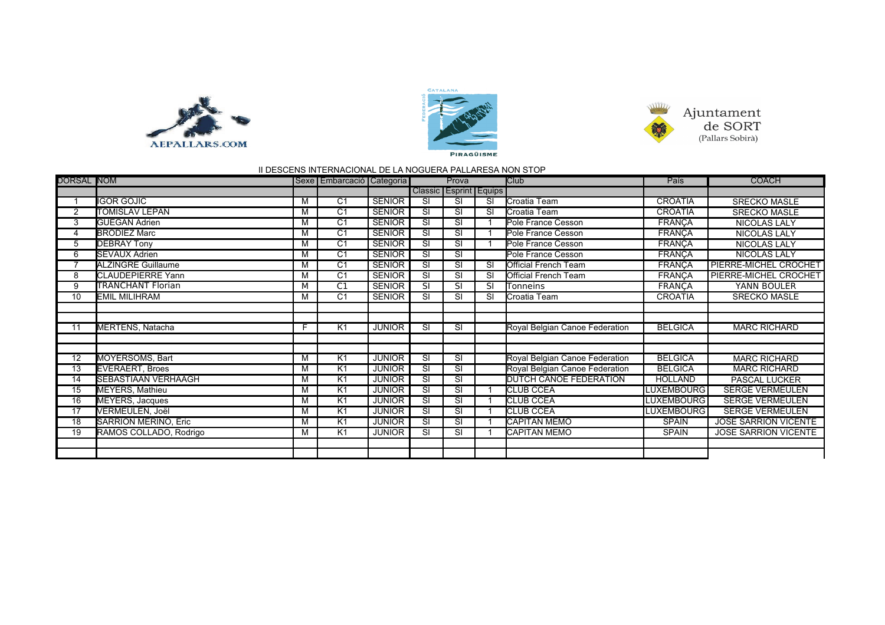AEPALLARS.COM

FEDERACIÓ CATALANA PIRAGÜISME

Ajuntament de SORT (Pallars Sobirà)

II DESCENS INTERNACIONAL DE LA NOGUERA PALLARESA NON STOP

| DORSAL | NOM | Sexe | Embarcació | Categoria | Prova | | | Club | País | COACH |
|---|---|---|---|---|---|---|---|---|---|---|
| | | | | | Classic | Esprint | Equips | | | |
| 1 | IGOR GOJIC | M | C1 | SENIOR | SI | SI | SI | Croatia Team | CROATIA | SRECKO MASLE |
| 2 | TOMISLAV LEPAN | M | C1 | SENIOR | SI | SI | SI | Croatia Team | CROATIA | SRECKO MASLE |
| 3 | GUEGAN Adrien | M | C1 | SENIOR | SI | SI | 1 | Pole France Cesson | FRANÇA | NICOLAS LALY |
| 4 | BRODIEZ Marc | M | C1 | SENIOR | SI | SI | 1 | Pole France Cesson | FRANÇA | NICOLAS LALY |
| 5 | DEBRAY Tony | M | C1 | SENIOR | SI | SI | 1 | Pole France Cesson | FRANÇA | NICOLAS LALY |
| 6 | SEVAUX Adrien | M | C1 | SENIOR | SI | SI | | Pole France Cesson | FRANÇA | NICOLAS LALY |
| 7 | ALZINGRE Guillaume | M | C1 | SENIOR | SI | SI | SI | Official French Team | FRANÇA | PIERRE-MICHEL CROCHET |
| 8 | CLAUDEPIERRE Yann | M | C1 | SENIOR | SI | SI | SI | Official French Team | FRANÇA | PIERRE-MICHEL CROCHET |
| 9 | TRANCHANT Florian | M | C1 | SENIOR | SI | SI | SI | Tonneins | FRANÇA | YANN BOULER |
| 10 | EMIL MILIHRAM | M | C1 | SENIOR | SI | SI | SI | Croatia Team | CROATIA | SRECKO MASLE |
| | | | | | | | | | | |
| | | | | | | | | | | |
| 11 | MERTENS, Natacha | F | K1 | JUNIOR | SI | SI | | Royal Belgian Canoe Federation | BELGICA | MARC RICHARD |
| | | | | | | | | | | |
| | | | | | | | | | | |
| 12 | MOYERSOMS, Bart | M | K1 | JUNIOR | SI | SI | | Royal Belgian Canoe Federation | BELGICA | MARC RICHARD |
| 13 | EVERAERT, Broes | M | K1 | JUNIOR | SI | SI | | Royal Belgian Canoe Federation | BELGICA | MARC RICHARD |
| 14 | SEBASTIAAN VERHAAGH | M | K1 | JUNIOR | SI | SI | | DUTCH CANOE FEDERATION | HOLLAND | PASCAL LUCKER |
| 15 | MEYERS, Mathieu | M | K1 | JUNIOR | SI | SI | 1 | CLUB CCEA | LUXEMBOURG | SERGE VERMEULEN |
| 16 | MEYERS, Jacques | M | K1 | JUNIOR | SI | SI | 1 | CLUB CCEA | LUXEMBOURG | SERGE VERMEULEN |
| 17 | VERMEULEN, Joël | M | K1 | JUNIOR | SI | SI | 1 | CLUB CCEA | LUXEMBOURG | SERGE VERMEULEN |
| 18 | SARRION MERINO, Eric | M | K1 | JUNIOR | SI | SI | 1 | CAPITAN MEMO | SPAIN | JOSE SARRION VICENTE |
| 19 | RAMOS COLLADO, Rodrigo | M | K1 | JUNIOR | SI | SI | 1 | CAPITAN MEMO | SPAIN | JOSE SARRION VICENTE |
| | | | | | | | | | | |
| | | | | | | | | | | |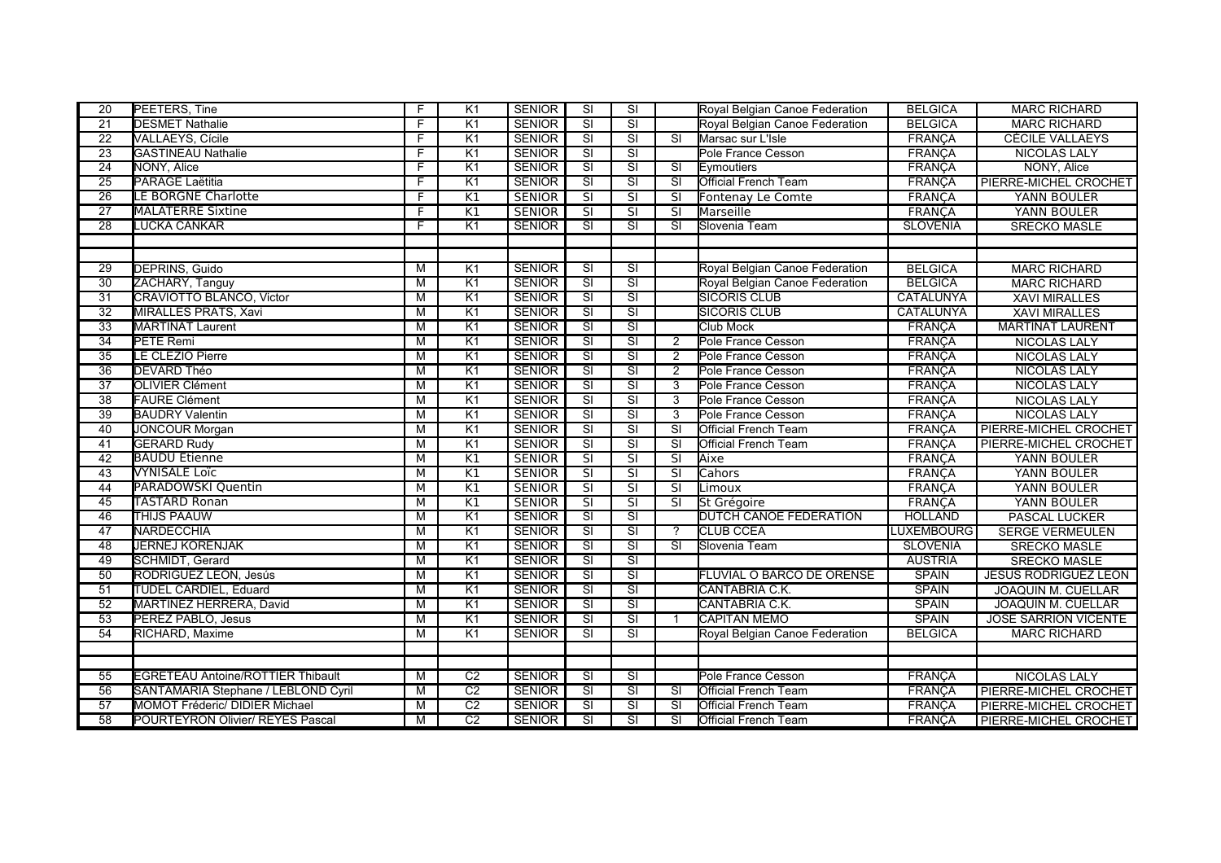| | | | | | | | | | | |
|---|---|---|---|---|---|---|---|---|---|---|
| 20 | PEETERS, Tine | F | K1 | SENIOR | SI | SI | | Royal Belgian Canoe Federation | BELGICA | MARC RICHARD |
| 21 | DESMET Nathalie | F | K1 | SENIOR | SI | SI | | Royal Belgian Canoe Federation | BELGICA | MARC RICHARD |
| 22 | VALLAEYS, Cícile | F | K1 | SENIOR | SI | SI | SI | Marsac sur L'Isle | FRANÇA | CECILE VALLAEYS |
| 23 | GASTINEAU Nathalie | F | K1 | SENIOR | SI | SI | | Pole France Cesson | FRANÇA | NICOLAS LALY |
| 24 | NONY, Alice | F | K1 | SENIOR | SI | SI | SI | Eymoutiers | FRANÇA | NONY, Alice |
| 25 | PARAGE Laëtitia | F | K1 | SENIOR | SI | SI | SI | Official French Team | FRANÇA | PIERRE-MICHEL CROCHET |
| 26 | LE BORGNE Charlotte | F | K1 | SENIOR | SI | SI | SI | Fontenay Le Comte | FRANÇA | YANN BOULER |
| 27 | MALATERRE Sixtine | F | K1 | SENIOR | SI | SI | SI | Marseille | FRANÇA | YANN BOULER |
| 28 | LUCKA CANKAR | F | K1 | SENIOR | SI | SI | SI | Slovenia Team | SLOVENIA | SRECKO MASLE |
| | | | | | | | | | | |
| | | | | | | | | | | |
| 29 | DEPRINS, Guido | M | K1 | SENIOR | SI | SI | | Royal Belgian Canoe Federation | BELGICA | MARC RICHARD |
| 30 | ZACHARY, Tanguy | M | K1 | SENIOR | SI | SI | | Royal Belgian Canoe Federation | BELGICA | MARC RICHARD |
| 31 | CRAVIOTTO BLANCO, Victor | M | K1 | SENIOR | SI | SI | | SICORIS CLUB | CATALUNYA | XAVI MIRALLES |
| 32 | MIRALLES PRATS, Xavi | M | K1 | SENIOR | SI | SI | | SICORIS CLUB | CATALUNYA | XAVI MIRALLES |
| 33 | MARTINAT Laurent | M | K1 | SENIOR | SI | SI | | Club Mock | FRANÇA | MARTINAT LAURENT |
| 34 | PETE Remi | M | K1 | SENIOR | SI | SI | 2 | Pole France Cesson | FRANÇA | NICOLAS LALY |
| 35 | LE CLEZIO Pierre | M | K1 | SENIOR | SI | SI | 2 | Pole France Cesson | FRANÇA | NICOLAS LALY |
| 36 | DEVARD Théo | M | K1 | SENIOR | SI | SI | 2 | Pole France Cesson | FRANÇA | NICOLAS LALY |
| 37 | OLIVIER Clément | M | K1 | SENIOR | SI | SI | 3 | Pole France Cesson | FRANÇA | NICOLAS LALY |
| 38 | FAURE Clément | M | K1 | SENIOR | SI | SI | 3 | Pole France Cesson | FRANÇA | NICOLAS LALY |
| 39 | BAUDRY Valentin | M | K1 | SENIOR | SI | SI | 3 | Pole France Cesson | FRANÇA | NICOLAS LALY |
| 40 | JONCOUR Morgan | M | K1 | SENIOR | SI | SI | SI | Official French Team | FRANÇA | PIERRE-MICHEL CROCHET |
| 41 | GERARD Rudy | M | K1 | SENIOR | SI | SI | SI | Official French Team | FRANÇA | PIERRE-MICHEL CROCHET |
| 42 | BAUDU Etienne | M | K1 | SENIOR | SI | SI | SI | Aixe | FRANÇA | YANN BOULER |
| 43 | VYNISALE Loïc | M | K1 | SENIOR | SI | SI | SI | Cahors | FRANÇA | YANN BOULER |
| 44 | PARADOWSKI Quentin | M | K1 | SENIOR | SI | SI | SI | Limoux | FRANÇA | YANN BOULER |
| 45 | TASTARD Ronan | M | K1 | SENIOR | SI | SI | SI | St Grégoire | FRANÇA | YANN BOULER |
| 46 | THIJS PAAUW | M | K1 | SENIOR | SI | SI | | DUTCH CANOE FEDERATION | HOLLAND | PASCAL LUCKER |
| 47 | NARDECCHIA | M | K1 | SENIOR | SI | SI | ? | CLUB CCEA | LUXEMBOURG | SERGE VERMEULEN |
| 48 | JERNEJ KORENJAK | M | K1 | SENIOR | SI | SI | SI | Slovenia Team | SLOVENIA | SRECKO MASLE |
| 49 | SCHMIDT, Gerard | M | K1 | SENIOR | SI | SI | | | AUSTRIA | SRECKO MASLE |
| 50 | RODRIGUEZ LEON, Jesús | M | K1 | SENIOR | SI | SI | | FLUVIAL O BARCO DE ORENSE | SPAIN | JESUS RODRIGUEZ LEON |
| 51 | TUDEL CARDIEL, Eduard | M | K1 | SENIOR | SI | SI | | CANTABRIA C.K. | SPAIN | JOAQUIN M. CUELLAR |
| 52 | MARTINEZ HERRERA, David | M | K1 | SENIOR | SI | SI | | CANTABRIA C.K. | SPAIN | JOAQUIN M. CUELLAR |
| 53 | PEREZ PABLO, Jesus | M | K1 | SENIOR | SI | SI | 1 | CAPITAN MEMO | SPAIN | JOSE SARRION VICENTE |
| 54 | RICHARD, Maxime | M | K1 | SENIOR | SI | SI | | Royal Belgian Canoe Federation | BELGICA | MARC RICHARD |
| | | | | | | | | | | |
| | | | | | | | | | | |
| 55 | EGRETEAU Antoine/ROTTIER Thibault | M | C2 | SENIOR | SI | SI | | Pole France Cesson | FRANÇA | NICOLAS LALY |
| 56 | SANTAMARIA Stephane / LEBLOND Cyril | M | C2 | SENIOR | SI | SI | SI | Official French Team | FRANÇA | PIERRE-MICHEL CROCHET |
| 57 | MOMOT Fréderic/ DIDIER Michael | M | C2 | SENIOR | SI | SI | SI | Official French Team | FRANÇA | PIERRE-MICHEL CROCHET |
| 58 | POURTEYRON Olivier/ REYES Pascal | M | C2 | SENIOR | SI | SI | SI | Official French Team | FRANÇA | PIERRE-MICHEL CROCHET |